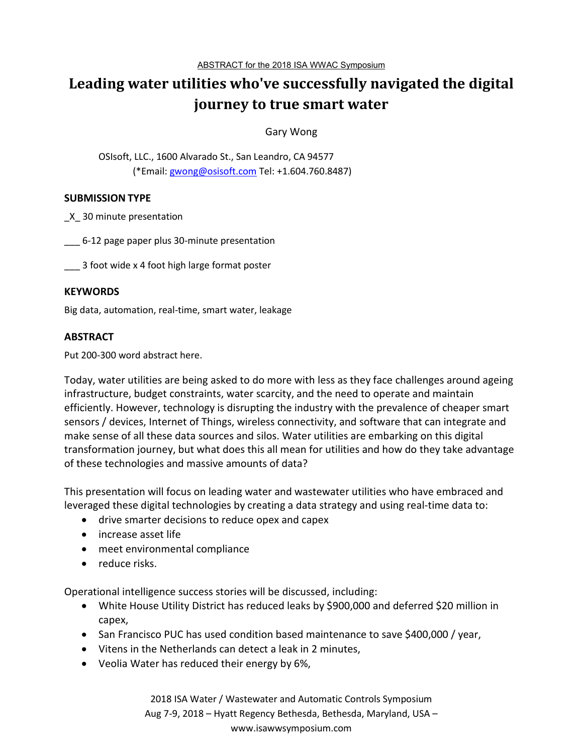ABSTRACT for the 2018 ISA WWAC Symposium

# Leading water utilities who've successfully navigated the digital journey to true smart water

Gary Wong

OSIsoft, LLC., 1600 Alvarado St., San Leandro, CA 94577
(*Email: gwong@osisoft.com Tel: +1.604.760.8487)

## SUBMISSION TYPE

_X_ 30 minute presentation

___ 6-12 page paper plus 30-minute presentation

___ 3 foot wide x 4 foot high large format poster

## KEYWORDS

Big data, automation, real-time, smart water, leakage

## ABSTRACT

Put 200-300 word abstract here.

Today, water utilities are being asked to do more with less as they face challenges around ageing infrastructure, budget constraints, water scarcity, and the need to operate and maintain efficiently. However, technology is disrupting the industry with the prevalence of cheaper smart sensors / devices, Internet of Things, wireless connectivity, and software that can integrate and make sense of all these data sources and silos. Water utilities are embarking on this digital transformation journey, but what does this all mean for utilities and how do they take advantage of these technologies and massive amounts of data?

This presentation will focus on leading water and wastewater utilities who have embraced and leveraged these digital technologies by creating a data strategy and using real-time data to:

- drive smarter decisions to reduce opex and capex
- increase asset life
- meet environmental compliance
- reduce risks.

Operational intelligence success stories will be discussed, including:

- White House Utility District has reduced leaks by $900,000 and deferred $20 million in capex,
- San Francisco PUC has used condition based maintenance to save $400,000 / year,
- Vitens in the Netherlands can detect a leak in 2 minutes,
- Veolia Water has reduced their energy by 6%,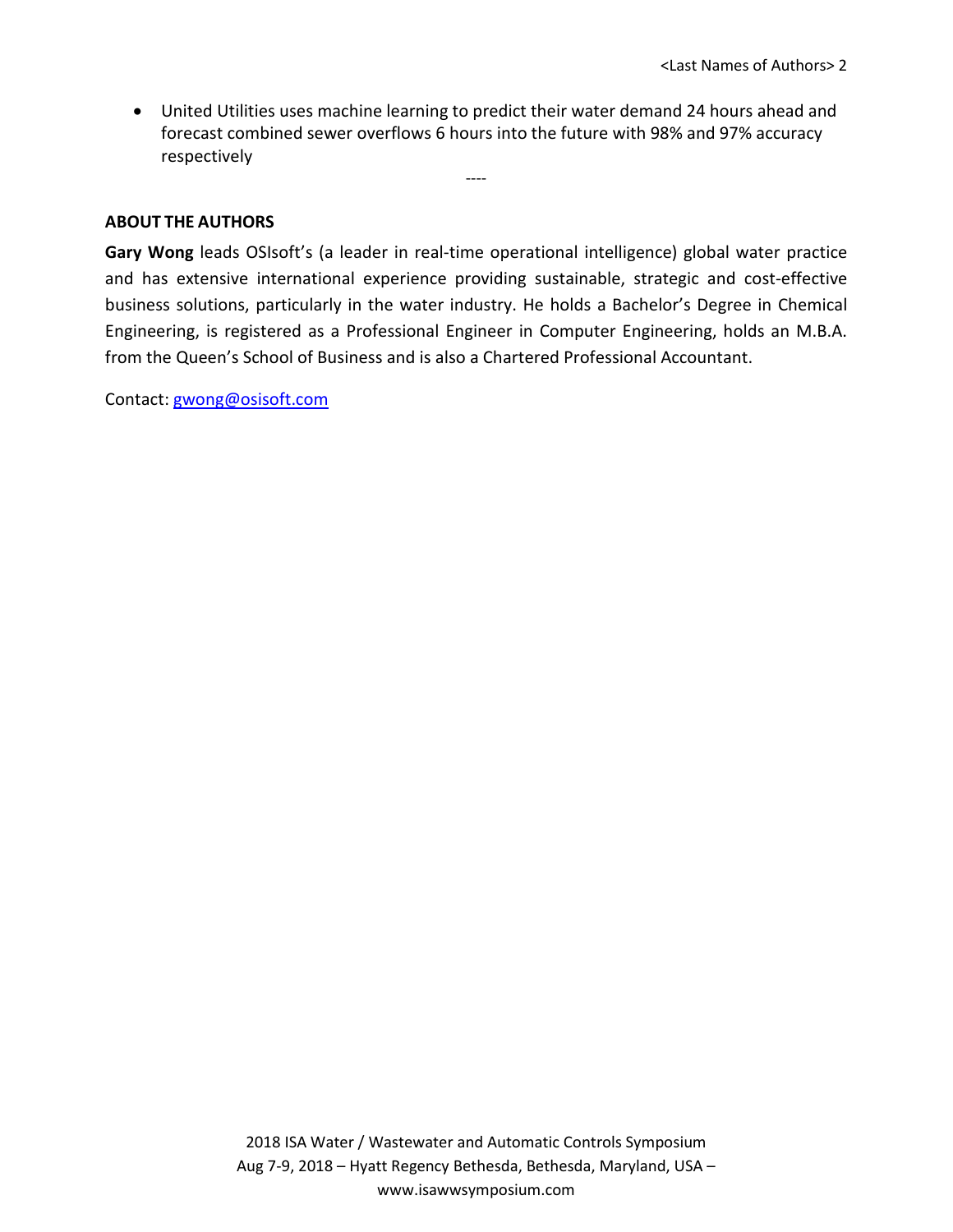- United Utilities uses machine learning to predict their water demand 24 hours ahead and forecast combined sewer overflows 6 hours into the future with 98% and 97% accuracy respectively

----

**ABOUT THE AUTHORS**

**Gary Wong** leads OSIsoft's (a leader in real-time operational intelligence) global water practice and has extensive international experience providing sustainable, strategic and cost-effective business solutions, particularly in the water industry. He holds a Bachelor's Degree in Chemical Engineering, is registered as a Professional Engineer in Computer Engineering, holds an M.B.A. from the Queen's School of Business and is also a Chartered Professional Accountant.

Contact: gwong@osisoft.com